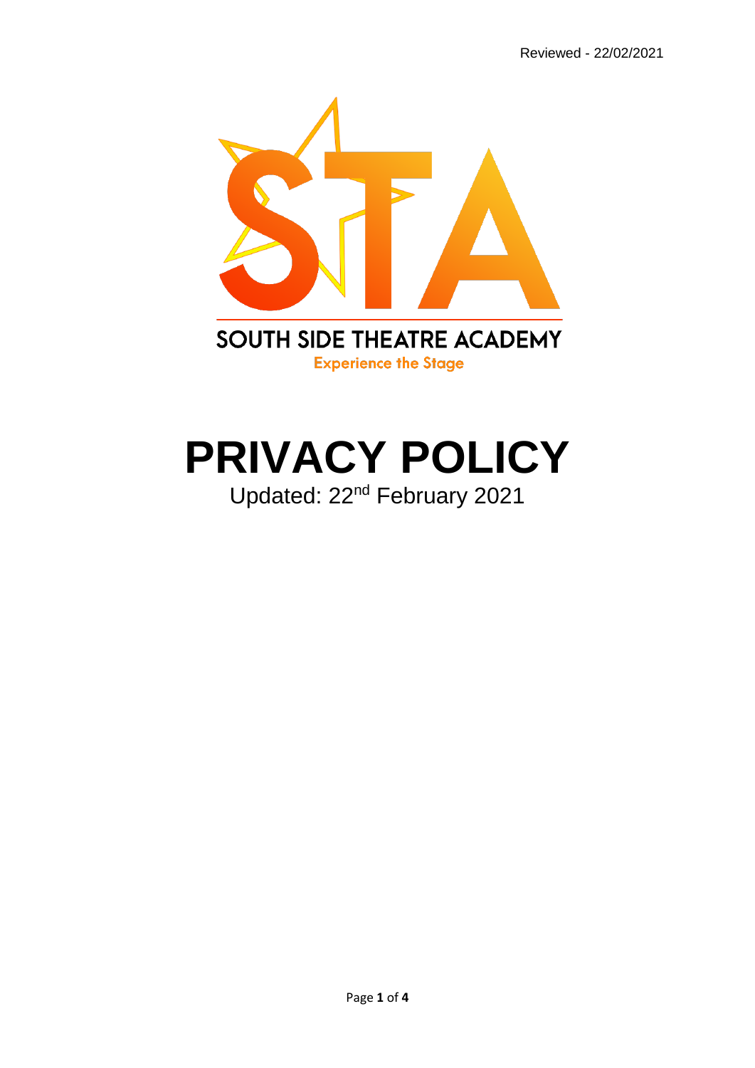Reviewed - 22/02/2021

SOUTH SIDE THEATRE ACADEMY

Experience the Stage

# PRIVACY POLICY

Updated: 22nd February 2021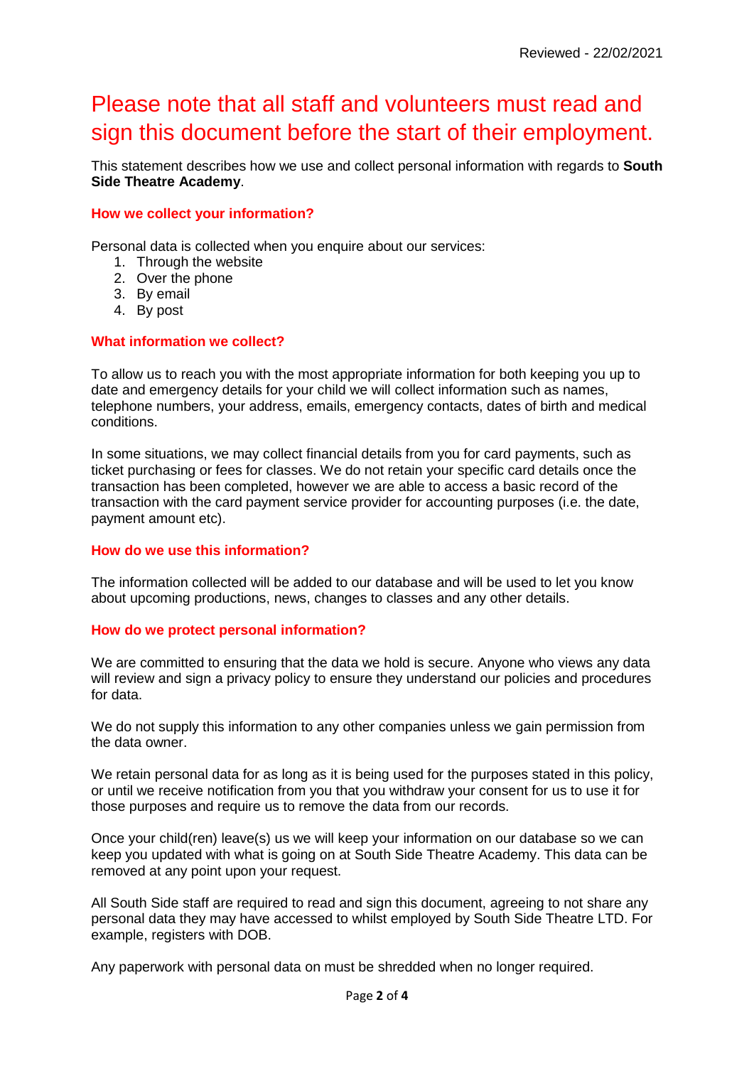Reviewed - 22/02/2021

# Please note that all staff and volunteers must read and sign this document before the start of their employment.

This statement describes how we use and collect personal information with regards to **South Side Theatre Academy**.

## How we collect your information?

Personal data is collected when you enquire about our services:

1. Through the website
2. Over the phone
3. By email
4. By post

## What information we collect?

To allow us to reach you with the most appropriate information for both keeping you up to date and emergency details for your child we will collect information such as names, telephone numbers, your address, emails, emergency contacts, dates of birth and medical conditions.

In some situations, we may collect financial details from you for card payments, such as ticket purchasing or fees for classes. We do not retain your specific card details once the transaction has been completed, however we are able to access a basic record of the transaction with the card payment service provider for accounting purposes (i.e. the date, payment amount etc).

## How do we use this information?

The information collected will be added to our database and will be used to let you know about upcoming productions, news, changes to classes and any other details.

## How do we protect personal information?

We are committed to ensuring that the data we hold is secure. Anyone who views any data will review and sign a privacy policy to ensure they understand our policies and procedures for data.

We do not supply this information to any other companies unless we gain permission from the data owner.

We retain personal data for as long as it is being used for the purposes stated in this policy, or until we receive notification from you that you withdraw your consent for us to use it for those purposes and require us to remove the data from our records.

Once your child(ren) leave(s) us we will keep your information on our database so we can keep you updated with what is going on at South Side Theatre Academy. This data can be removed at any point upon your request.

All South Side staff are required to read and sign this document, agreeing to not share any personal data they may have accessed to whilst employed by South Side Theatre LTD. For example, registers with DOB.

Any paperwork with personal data on must be shredded when no longer required.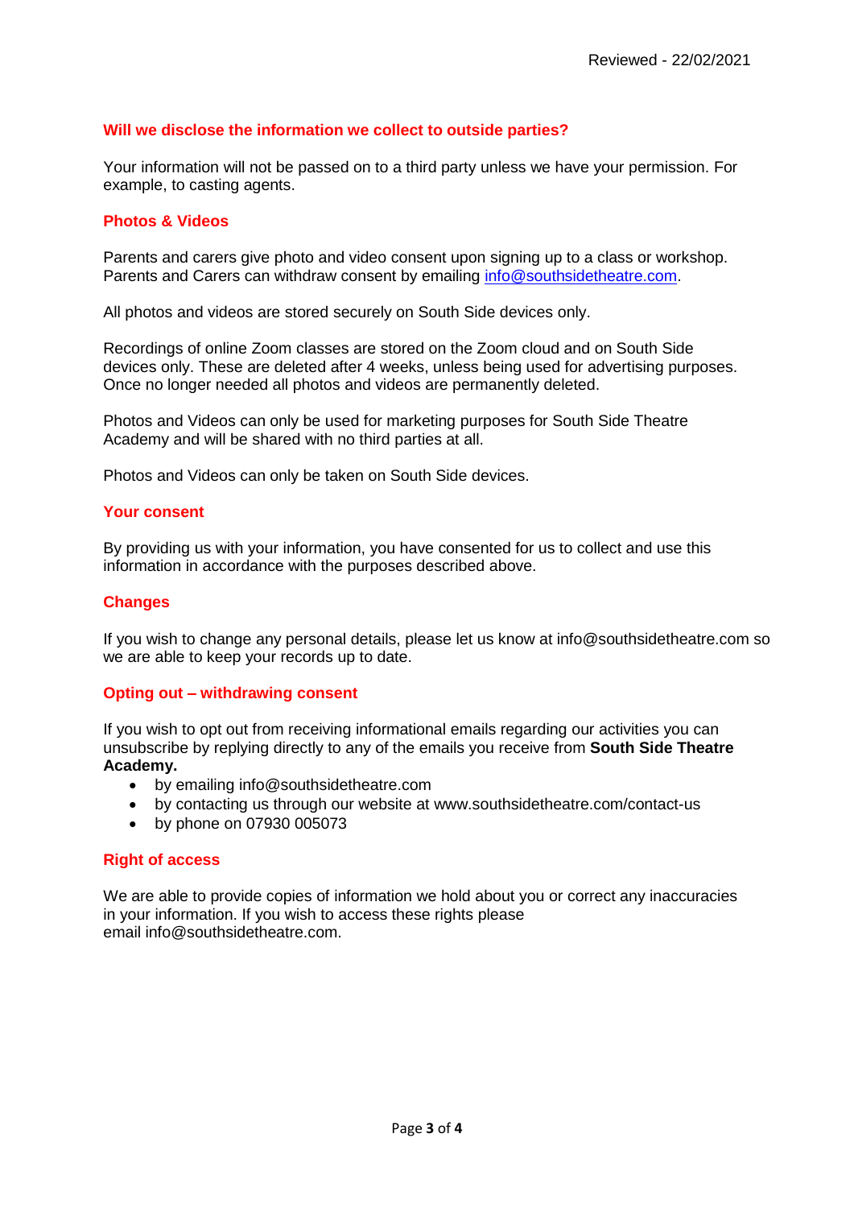Reviewed - 22/02/2021

## Will we disclose the information we collect to outside parties?

Your information will not be passed on to a third party unless we have your permission. For example, to casting agents.

## Photos & Videos

Parents and carers give photo and video consent upon signing up to a class or workshop. Parents and Carers can withdraw consent by emailing info@southsidetheatre.com.

All photos and videos are stored securely on South Side devices only.

Recordings of online Zoom classes are stored on the Zoom cloud and on South Side devices only. These are deleted after 4 weeks, unless being used for advertising purposes. Once no longer needed all photos and videos are permanently deleted.

Photos and Videos can only be used for marketing purposes for South Side Theatre Academy and will be shared with no third parties at all.

Photos and Videos can only be taken on South Side devices.

## Your consent

By providing us with your information, you have consented for us to collect and use this information in accordance with the purposes described above.

## Changes

If you wish to change any personal details, please let us know at info@southsidetheatre.com so we are able to keep your records up to date.

## Opting out – withdrawing consent

If you wish to opt out from receiving informational emails regarding our activities you can unsubscribe by replying directly to any of the emails you receive from **South Side Theatre Academy.**

- by emailing info@southsidetheatre.com
- by contacting us through our website at www.southsidetheatre.com/contact-us
- by phone on 07930 005073

## Right of access

We are able to provide copies of information we hold about you or correct any inaccuracies in your information. If you wish to access these rights please email info@southsidetheatre.com.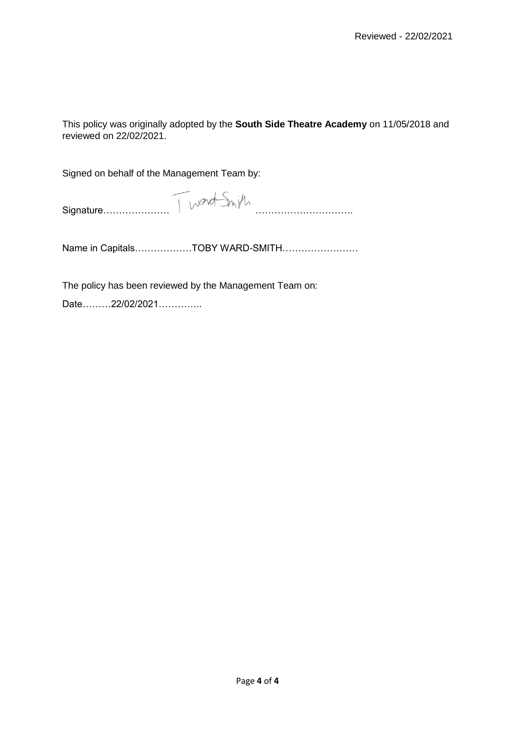Reviewed - 22/02/2021

This policy was originally adopted by the **South Side Theatre Academy** on 11/05/2018 and reviewed on 22/02/2021.

Signed on behalf of the Management Team by:

Signature………………… T.Ward-Smith …………………………..

Name in Capitals………………TOBY WARD-SMITH……………………

The policy has been reviewed by the Management Team on:

Date………22/02/2021…………..